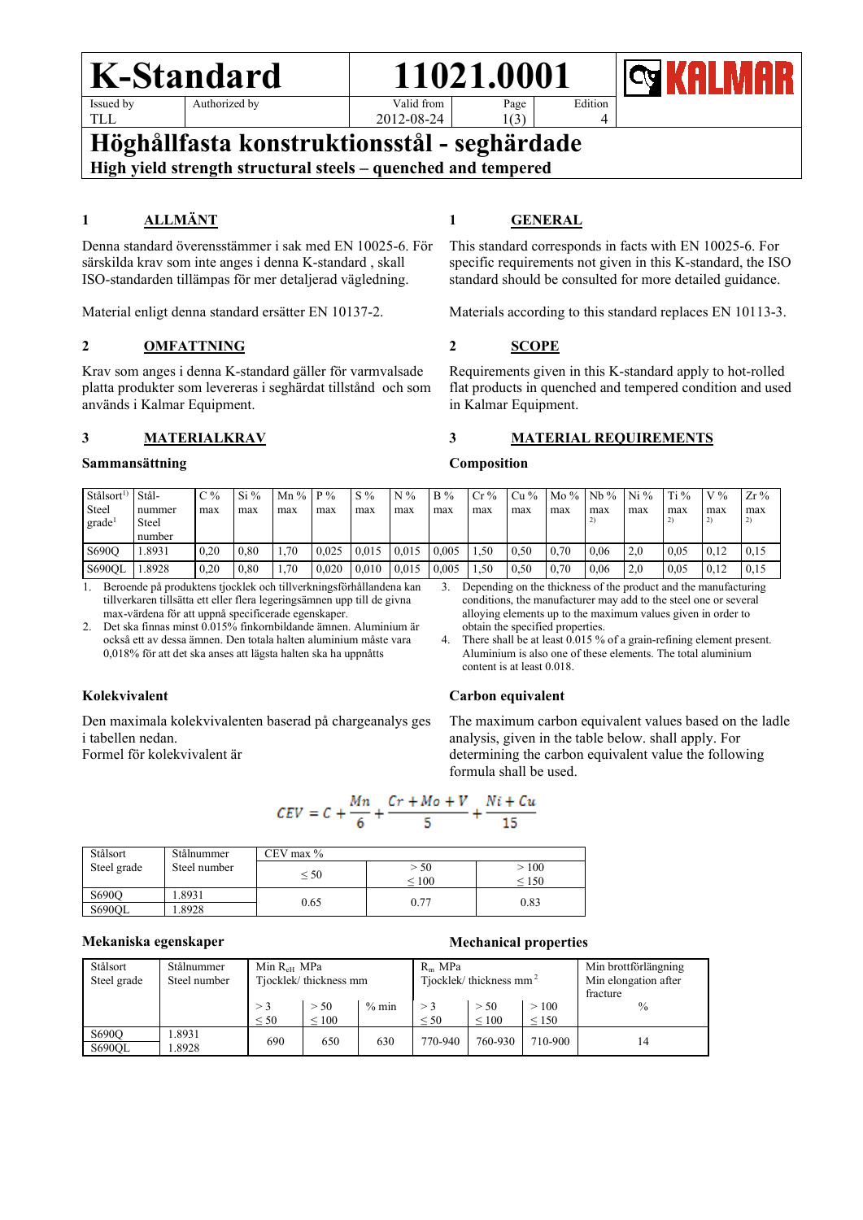# K-Standard

| K-Standard | | 11021.0001 | | | KALMAR |
|---|---|---|---|---|---|
| Issued by | Authorized by | Valid from | Page | Edition | |
| TLL | | 2012-08-24 | 1(3) | 4 | |

# Höghållfasta konstruktionsstål - seghärdade

**High yield strength structural steels – quenched and tempered**

## 1 ALLMÄNT

Denna standard överensstämmer i sak med EN 10025-6. För särskilda krav som inte anges i denna K-standard , skall ISO-standarden tillämpas för mer detaljerad vägledning.

Material enligt denna standard ersätter EN 10137-2.

## 1 GENERAL

This standard corresponds in facts with EN 10025-6. For specific requirements not given in this K-standard, the ISO standard should be consulted for more detailed guidance.

Materials according to this standard replaces EN 10113-3.

## 2 OMFATTNING

Krav som anges i denna K-standard gäller för varmvalsade platta produkter som levereras i seghärdat tillstånd och som används i Kalmar Equipment.

## 2 SCOPE

Requirements given in this K-standard apply to hot-rolled flat products in quenched and tempered condition and used in Kalmar Equipment.

## 3 MATERIALKRAV

### Sammansättning

## 3 MATERIAL REQUIREMENTS

### Composition

| Stålsort[1] Steel grade[1] | Stål-nummer Steel number | C % max | Si % max | Mn % max | P % max | S % max | N % max | B % max | Cr % max | Cu % max | Mo % max | Nb % max [2] | Ni % max | Ti % max [2] | V % max [2] | Zr % max [2] |
|---|---|---|---|---|---|---|---|---|---|---|---|---|---|---|---|---|
| S690Q | 1.8931 | 0,20 | 0,80 | 1,70 | 0,025 | 0,015 | 0,015 | 0,005 | 1,50 | 0,50 | 0,70 | 0,06 | 2,0 | 0,05 | 0,12 | 0,15 |
| S690QL | 1.8928 | 0,20 | 0,80 | 1,70 | 0,020 | 0,010 | 0,015 | 0,005 | 1,50 | 0,50 | 0,70 | 0,06 | 2,0 | 0,05 | 0,12 | 0,15 |

1. Beroende på produktens tjocklek och tillverkningsförhållandena kan tillverkaren tillsätta ett eller flera legeringsämnen upp till de givna max-värdena för att uppnå specificerade egenskaper.
2. Det ska finnas minst 0.015% finkornbildande ämnen. Aluminium är också ett av dessa ämnen. Den totala halten aluminium måste vara 0,018% för att det ska anses att lägsta halten ska ha uppnåtts

3. Depending on the thickness of the product and the manufacturing conditions, the manufacturer may add to the steel one or several alloying elements up to the maximum values given in order to obtain the specified properties.
4. There shall be at least 0.015 % of a grain-refining element present. Aluminium is also one of these elements. The total aluminium content is at least 0.018.

### Kolekvivalent

Den maximala kolekvivalenten baserad på chargeanalys ges i tabellen nedan.
Formel för kolekvivalent är

### Carbon equivalent

The maximum carbon equivalent values based on the ladle analysis, given in the table below. shall apply. For determining the carbon equivalent value the following formula shall be used.

$$CEV = C + \frac{Mn}{6} + \frac{Cr + Mo + V}{5} + \frac{Ni + Cu}{15}$$

| Stålsort Steel grade | Stålnummer Steel number | CEV max % | | |
|---|---|---|---|---|
| | | ≤ 50 | > 50 ≤ 100 | > 100 ≤ 150 |
| S690Q | 1.8931 | 0.65 | 0.77 | 0.83 |
| S690QL | 1.8928 | | | |

### Mekaniska egenskaper

### Mechanical properties

| Stålsort Steel grade | Stålnummer Steel number | Min $R_{eH}$ MPa Tjocklek/ thickness mm | | | $R_m$ MPa Tjocklek/ thickness mm[2] | | | Min brottförlängning Min elongation after fracture |
|---|---|---|---|---|---|---|---|---|
| | | > 3 ≤ 50 | > 50 ≤ 100 | % min | > 3 ≤ 50 | > 50 ≤ 100 | > 100 ≤ 150 | % |
| S690Q S690QL | 1.8931 1.8928 | 690 | 650 | 630 | 770-940 | 760-930 | 710-900 | 14 |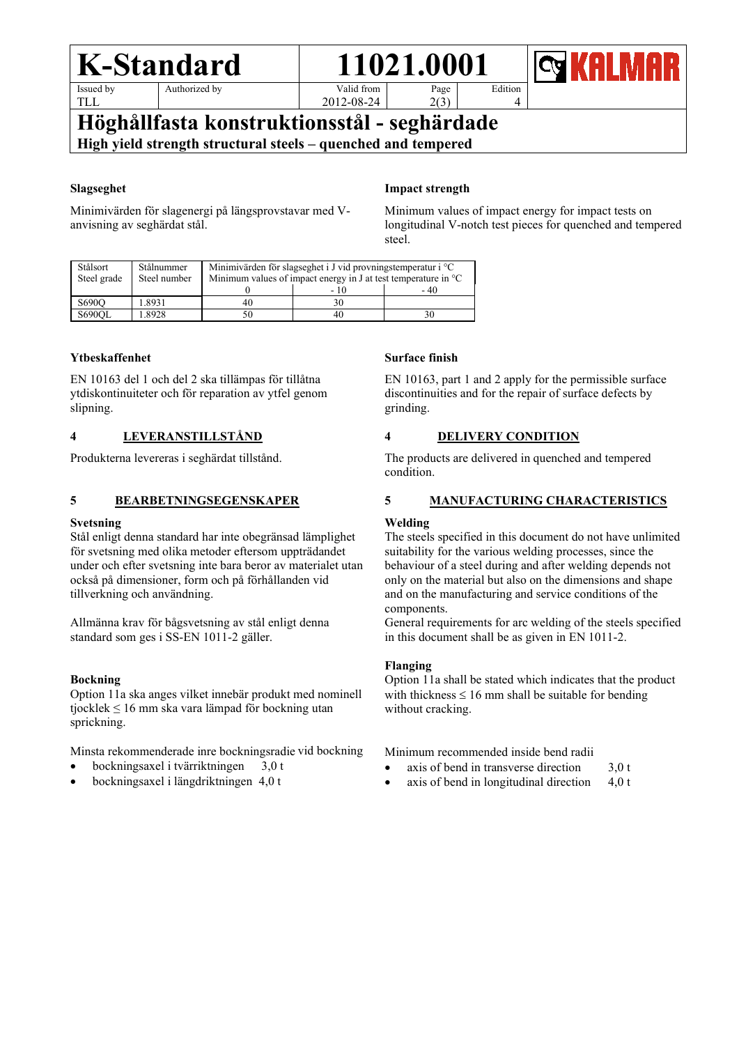**Slagseghet**

Minimivärden för slagenergi på längsprovstavar med V-anvisning av seghärdat stål.

**Impact strength**

Minimum values of impact energy for impact tests on longitudinal V-notch test pieces for quenched and tempered steel.

| Stålsort Steel grade | Stålnummer Steel number | Minimivärden för slagseghet i J vid provningstemperatur i °C Minimum values of impact energy in J at test temperature in °C | | |
|---|---|---|---|---|
| | | 0 | - 10 | - 40 |
| S690Q | 1.8931 | 40 | 30 | |
| S690QL | 1.8928 | 50 | 40 | 30 |

**Ytbeskaffenhet**

EN 10163 del 1 och del 2 ska tillämpas för tillåtna ytdiskontinuiteter och för reparation av ytfel genom slipning.

**Surface finish**

EN 10163, part 1 and 2 apply for the permissible surface discontinuities and for the repair of surface defects by grinding.

## 4 LEVERANSTILLSTÅND

Produkterna levereras i seghärdat tillstånd.

## 4 DELIVERY CONDITION

The products are delivered in quenched and tempered condition.

## 5 BEARBETNINGSEGENSKAPER

**Svetsning**

Stål enligt denna standard har inte obegränsad lämplighet för svetsning med olika metoder eftersom uppträdandet under och efter svetsning inte bara beror av materialet utan också på dimensioner, form och på förhållanden vid tillverkning och användning.

Allmänna krav för bågsvetsning av stål enligt denna standard som ges i SS-EN 1011-2 gäller.

**Bockning**

Option 11a ska anges vilket innebär produkt med nominell tjocklek ≤ 16 mm ska vara lämpad för bockning utan sprickning.

Minsta rekommenderade inre bockningsradie vid bockning

- bockningsaxel i tvärriktningen 3,0 t
- bockningsaxel i längdriktningen 4,0 t

## 5 MANUFACTURING CHARACTERISTICS

**Welding**

The steels specified in this document do not have unlimited suitability for the various welding processes, since the behaviour of a steel during and after welding depends not only on the material but also on the dimensions and shape and on the manufacturing and service conditions of the components.

General requirements for arc welding of the steels specified in this document shall be as given in EN 1011-2.

**Flanging**

Option 11a shall be stated which indicates that the product with thickness ≤ 16 mm shall be suitable for bending without cracking.

Minimum recommended inside bend radii

- axis of bend in transverse direction 3,0 t
- axis of bend in longitudinal direction 4,0 t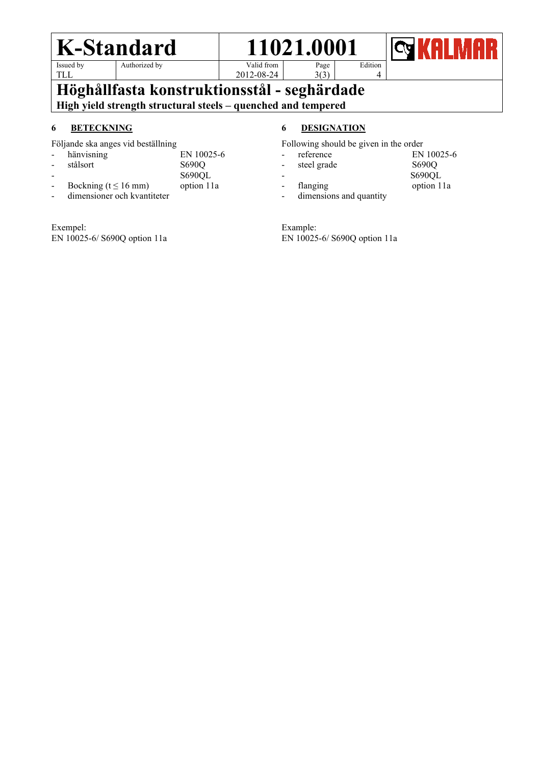# K-Standard

# 11021.0001

| Issued by | Authorized by | Valid from | Page | Edition |
|---|---|---|---|---|
| TLL | | 2012-08-24 | 3(3) | 4 |

# Höghållfasta konstruktionsstål - seghärdade

**High yield strength structural steels – quenched and tempered**

## 6 BETECKNING

Följande ska anges vid beställning

| | | |
|---|---|---|
| - | hänvisning | EN 10025-6 |
| - | stålsort | S690Q |
| - | | S690QL |
| - | Bockning (t ≤ 16 mm) | option 11a |
| - | dimensioner och kvantiteter | |

Exempel:
EN 10025-6/ S690Q option 11a

## 6 DESIGNATION

Following should be given in the order

| | | |
|---|---|---|
| - | reference | EN 10025-6 |
| - | steel grade | S690Q |
| - | | S690QL |
| - | flanging | option 11a |
| - | dimensions and quantity | |

Example:
EN 10025-6/ S690Q option 11a